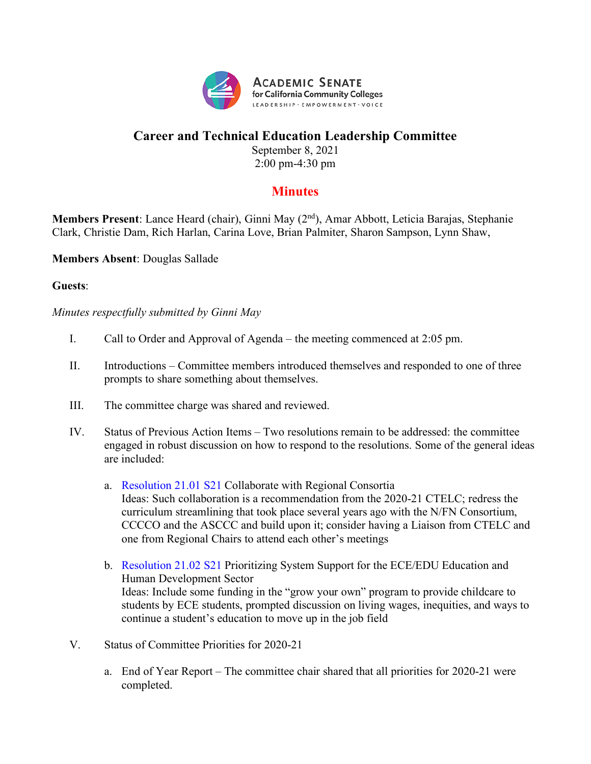ACADEMIC SENATE for California Community Colleges
LEADERSHIP · EMPOWERMENT · VOICE

# Career and Technical Education Leadership Committee

September 8, 2021
2:00 pm-4:30 pm

## Minutes

**Members Present**: Lance Heard (chair), Ginni May (2nd), Amar Abbott, Leticia Barajas, Stephanie Clark, Christie Dam, Rich Harlan, Carina Love, Brian Palmiter, Sharon Sampson, Lynn Shaw,

**Members Absent**: Douglas Sallade

**Guests**:

*Minutes respectfully submitted by Ginni May*

I. Call to Order and Approval of Agenda – the meeting commenced at 2:05 pm.

II. Introductions – Committee members introduced themselves and responded to one of three prompts to share something about themselves.

III. The committee charge was shared and reviewed.

IV. Status of Previous Action Items – Two resolutions remain to be addressed: the committee engaged in robust discussion on how to respond to the resolutions. Some of the general ideas are included:

   a. Resolution 21.01 S21 Collaborate with Regional Consortia
   Ideas: Such collaboration is a recommendation from the 2020-21 CTELC; redress the curriculum streamlining that took place several years ago with the N/FN Consortium, CCCCO and the ASCCC and build upon it; consider having a Liaison from CTELC and one from Regional Chairs to attend each other's meetings

   b. Resolution 21.02 S21 Prioritizing System Support for the ECE/EDU Education and Human Development Sector
   Ideas: Include some funding in the "grow your own" program to provide childcare to students by ECE students, prompted discussion on living wages, inequities, and ways to continue a student's education to move up in the job field

V. Status of Committee Priorities for 2020-21

   a. End of Year Report – The committee chair shared that all priorities for 2020-21 were completed.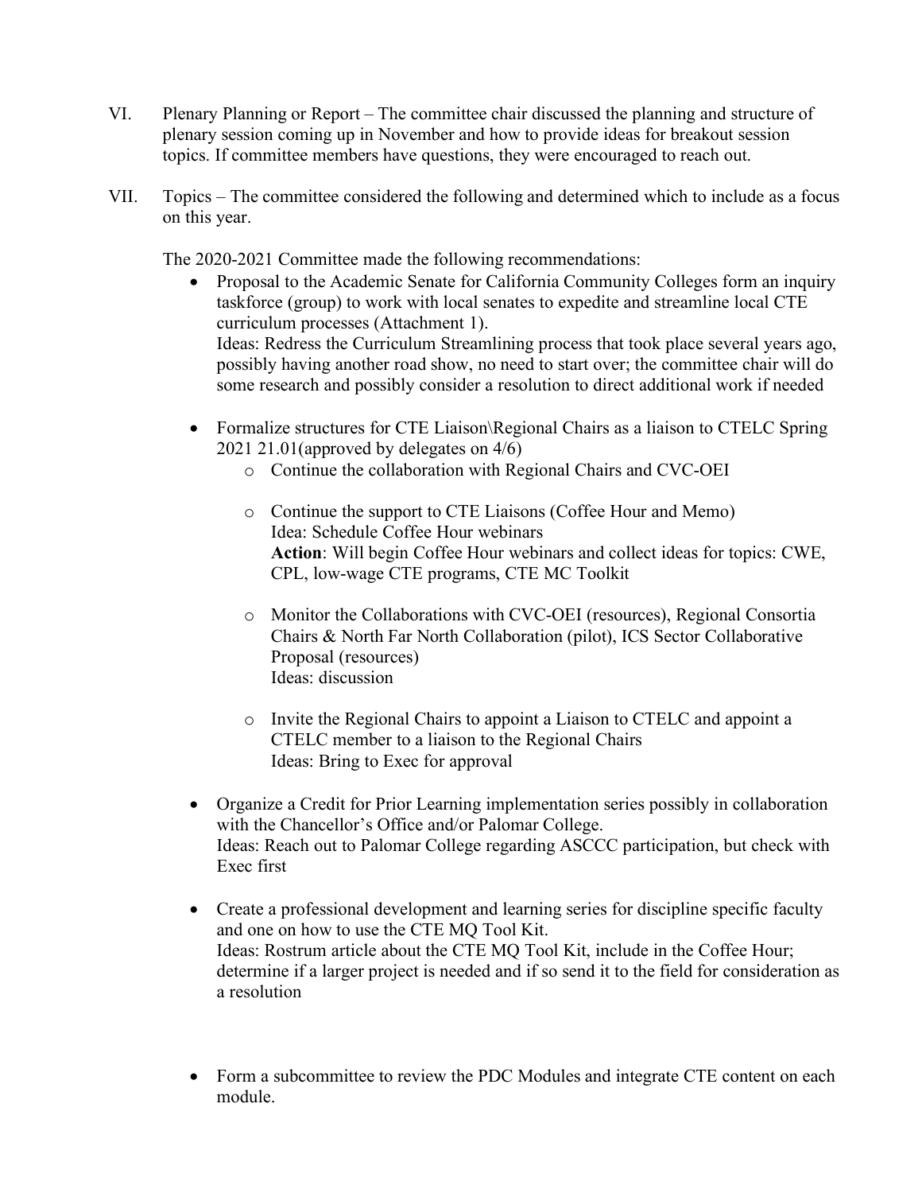VI. Plenary Planning or Report – The committee chair discussed the planning and structure of plenary session coming up in November and how to provide ideas for breakout session topics. If committee members have questions, they were encouraged to reach out.

VII. Topics – The committee considered the following and determined which to include as a focus on this year.

The 2020-2021 Committee made the following recommendations:

- Proposal to the Academic Senate for California Community Colleges form an inquiry taskforce (group) to work with local senates to expedite and streamline local CTE curriculum processes (Attachment 1).
  Ideas: Redress the Curriculum Streamlining process that took place several years ago, possibly having another road show, no need to start over; the committee chair will do some research and possibly consider a resolution to direct additional work if needed

- Formalize structures for CTE Liaison\Regional Chairs as a liaison to CTELC Spring 2021 21.01(approved by delegates on 4/6)
  - Continue the collaboration with Regional Chairs and CVC-OEI
  - Continue the support to CTE Liaisons (Coffee Hour and Memo)
    Idea: Schedule Coffee Hour webinars
    **Action**: Will begin Coffee Hour webinars and collect ideas for topics: CWE, CPL, low-wage CTE programs, CTE MC Toolkit
  - Monitor the Collaborations with CVC-OEI (resources), Regional Consortia Chairs & North Far North Collaboration (pilot), ICS Sector Collaborative Proposal (resources)
    Ideas: discussion
  - Invite the Regional Chairs to appoint a Liaison to CTELC and appoint a CTELC member to a liaison to the Regional Chairs
    Ideas: Bring to Exec for approval

- Organize a Credit for Prior Learning implementation series possibly in collaboration with the Chancellor's Office and/or Palomar College.
  Ideas: Reach out to Palomar College regarding ASCCC participation, but check with Exec first

- Create a professional development and learning series for discipline specific faculty and one on how to use the CTE MQ Tool Kit.
  Ideas: Rostrum article about the CTE MQ Tool Kit, include in the Coffee Hour; determine if a larger project is needed and if so send it to the field for consideration as a resolution

- Form a subcommittee to review the PDC Modules and integrate CTE content on each module.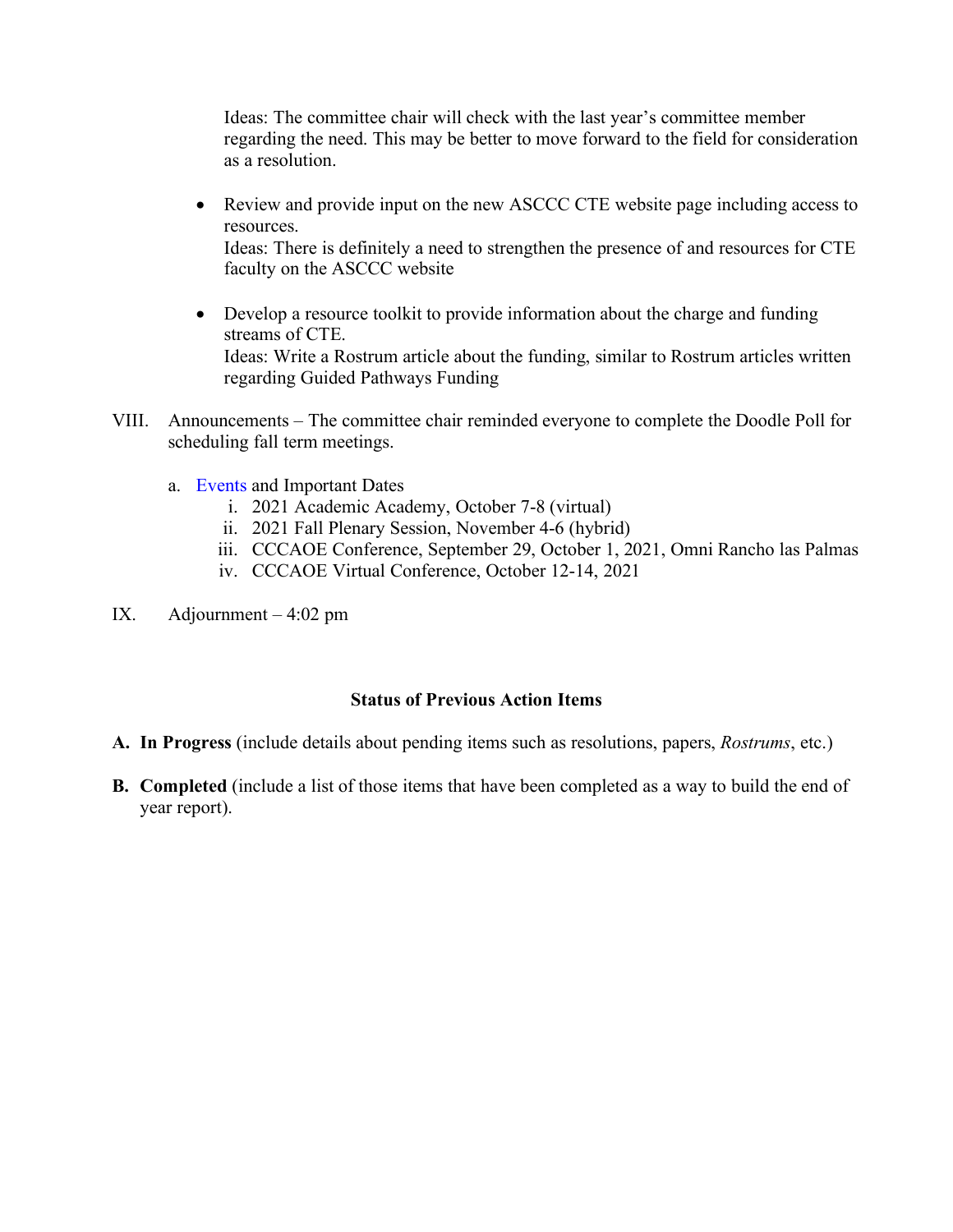Ideas: The committee chair will check with the last year's committee member regarding the need. This may be better to move forward to the field for consideration as a resolution.

- Review and provide input on the new ASCCC CTE website page including access to resources.
  Ideas: There is definitely a need to strengthen the presence of and resources for CTE faculty on the ASCCC website

- Develop a resource toolkit to provide information about the charge and funding streams of CTE.
  Ideas: Write a Rostrum article about the funding, similar to Rostrum articles written regarding Guided Pathways Funding

VIII. Announcements – The committee chair reminded everyone to complete the Doodle Poll for scheduling fall term meetings.

   a. Events and Important Dates
      i. 2021 Academic Academy, October 7-8 (virtual)
      ii. 2021 Fall Plenary Session, November 4-6 (hybrid)
      iii. CCCAOE Conference, September 29, October 1, 2021, Omni Rancho las Palmas
      iv. CCCAOE Virtual Conference, October 12-14, 2021

IX. Adjournment – 4:02 pm

**Status of Previous Action Items**

**A. In Progress** (include details about pending items such as resolutions, papers, *Rostrums*, etc.)

**B. Completed** (include a list of those items that have been completed as a way to build the end of year report).